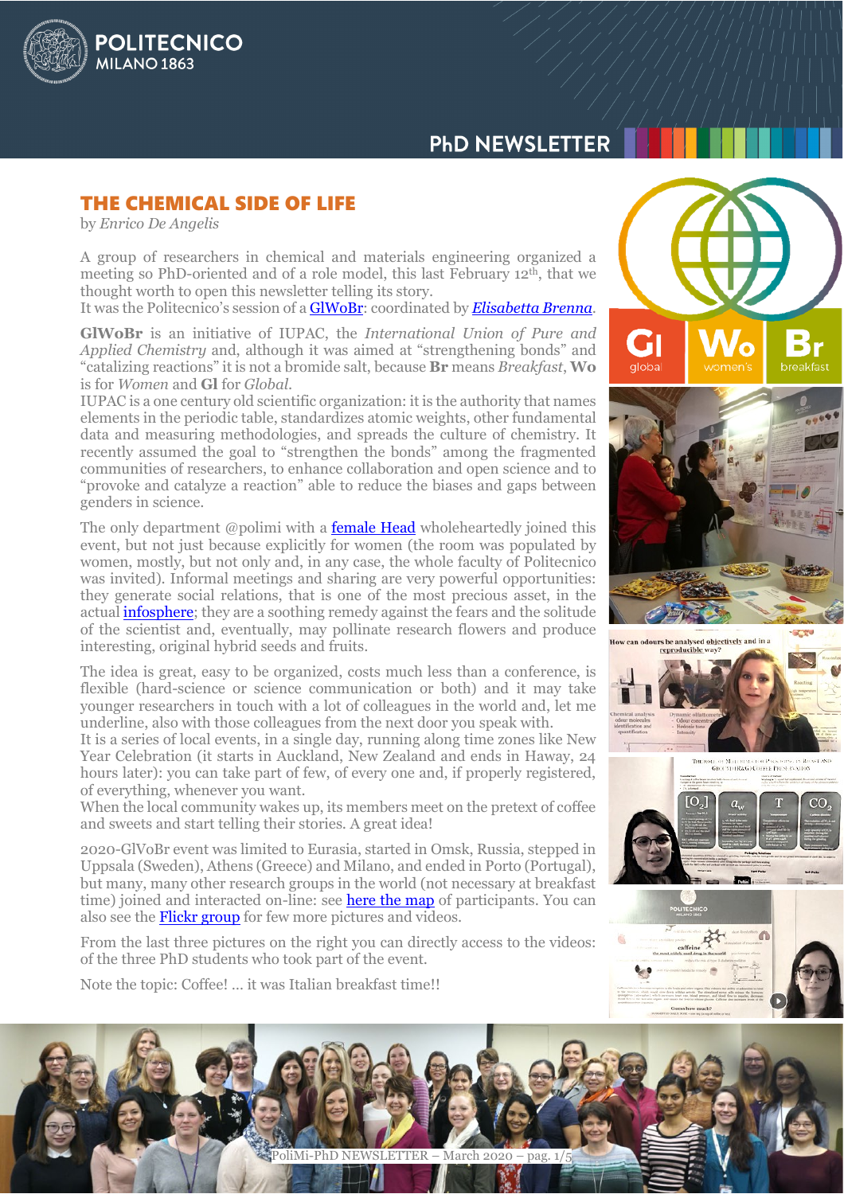## THE CHEMICAL SIDE OF LIFE

by *Enrico De Angelis*

A group of researchers in chemical and materials engineering organized a meeting so PhD-oriented and of a role model, this last February 12th, that we thought worth to open this newsletter telling its story.
It was the Politecnico's session of a GlWoBr: coordinated by *Elisabetta Brenna*.

**GlWoBr** is an initiative of IUPAC, the *International Union of Pure and Applied Chemistry* and, although it was aimed at "strengthening bonds" and "catalizing reactions" it is not a bromide salt, because **Br** means *Breakfast*, **Wo** is for *Women* and **Gl** for *Global*.
IUPAC is a one century old scientific organization: it is the authority that names elements in the periodic table, standardizes atomic weights, other fundamental data and measuring methodologies, and spreads the culture of chemistry. It recently assumed the goal to "strengthen the bonds" among the fragmented communities of researchers, to enhance collaboration and open science and to "provoke and catalyze a reaction" able to reduce the biases and gaps between genders in science.

The only department @polimi with a female Head wholeheartedly joined this event, but not just because explicitly for women (the room was populated by women, mostly, but not only and, in any case, the whole faculty of Politecnico was invited). Informal meetings and sharing are very powerful opportunities: they generate social relations, that is one of the most precious asset, in the actual infosphere; they are a soothing remedy against the fears and the solitude of the scientist and, eventually, may pollinate research flowers and produce interesting, original hybrid seeds and fruits.

The idea is great, easy to be organized, costs much less than a conference, is flexible (hard-science or science communication or both) and it may take younger researchers in touch with a lot of colleagues in the world and, let me underline, also with those colleagues from the next door you speak with.
It is a series of local events, in a single day, running along time zones like New Year Celebration (it starts in Auckland, New Zealand and ends in Haway, 24 hours later): you can take part of few, of every one and, if properly registered, of everything, whenever you want.
When the local community wakes up, its members meet on the pretext of coffee and sweets and start telling their stories. A great idea!

2020-GlVoBr event was limited to Eurasia, started in Omsk, Russia, stepped in Uppsala (Sweden), Athens (Greece) and Milano, and ended in Porto (Portugal), but many, many other research groups in the world (not necessary at breakfast time) joined and interacted on-line: see here the map of participants. You can also see the Flickr group for few more pictures and videos.

From the last three pictures on the right you can directly access to the videos: of the three PhD students who took part of the event.

Note the topic: Coffee! … it was Italian breakfast time!!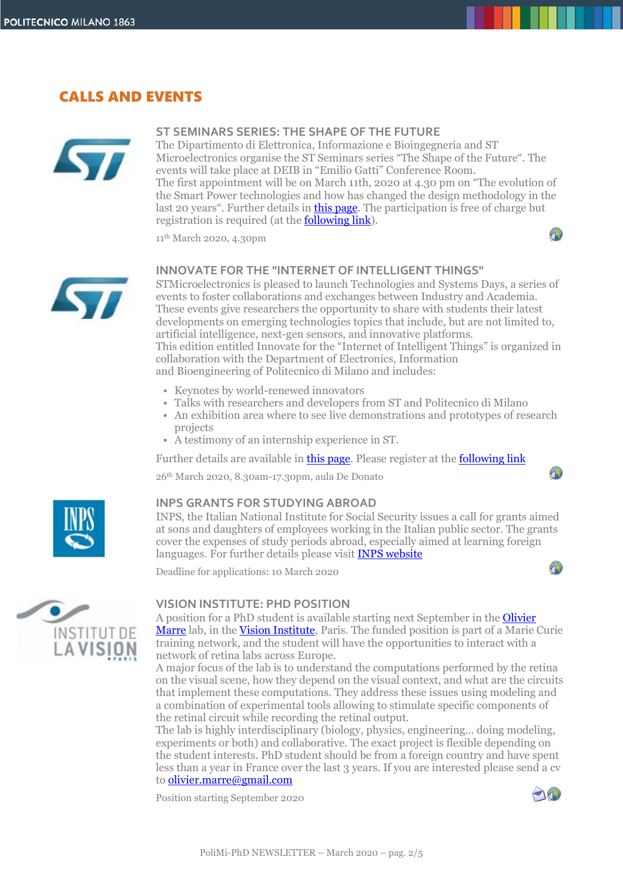## CALLS AND EVENTS

### ST SEMINARS SERIES: THE SHAPE OF THE FUTURE

The Dipartimento di Elettronica, Informazione e Bioingegneria and ST Microelectronics organise the ST Seminars series "The Shape of the Future". The events will take place at DEIB in "Emilio Gatti" Conference Room.
The first appointment will be on March 11th, 2020 at 4.30 pm on "The evolution of the Smart Power technologies and how has changed the design methodology in the last 20 years". Further details in this page. The participation is free of charge but registration is required (at the following link).

11th March 2020, 4.30pm

### INNOVATE FOR THE "INTERNET OF INTELLIGENT THINGS"

STMicroelectronics is pleased to launch Technologies and Systems Days, a series of events to foster collaborations and exchanges between Industry and Academia. These events give researchers the opportunity to share with students their latest developments on emerging technologies topics that include, but are not limited to, artificial intelligence, next-gen sensors, and innovative platforms.
This edition entitled Innovate for the "Internet of Intelligent Things" is organized in collaboration with the Department of Electronics, Information and Bioengineering of Politecnico di Milano and includes:

- Keynotes by world-renewed innovators
- Talks with researchers and developers from ST and Politecnico di Milano
- An exhibition area where to see live demonstrations and prototypes of research projects
- A testimony of an internship experience in ST.

Further details are available in this page. Please register at the following link

26th March 2020, 8.30am-17.30pm, aula De Donato

### INPS GRANTS FOR STUDYING ABROAD

INPS, the Italian National Institute for Social Security issues a call for grants aimed at sons and daughters of employees working in the Italian public sector. The grants cover the expenses of study periods abroad, especially aimed at learning foreign languages. For further details please visit INPS website

Deadline for applications: 10 March 2020

### VISION INSTITUTE: PHD POSITION

A position for a PhD student is available starting next September in the Olivier Marre lab, in the Vision Institute, Paris. The funded position is part of a Marie Curie training network, and the student will have the opportunities to interact with a network of retina labs across Europe.
A major focus of the lab is to understand the computations performed by the retina on the visual scene, how they depend on the visual context, and what are the circuits that implement these computations. They address these issues using modeling and a combination of experimental tools allowing to stimulate specific components of the retinal circuit while recording the retinal output.
The lab is highly interdisciplinary (biology, physics, engineering… doing modeling, experiments or both) and collaborative. The exact project is flexible depending on the student interests. PhD student should be from a foreign country and have spent less than a year in France over the last 3 years. If you are interested please send a cv to olivier.marre@gmail.com

Position starting September 2020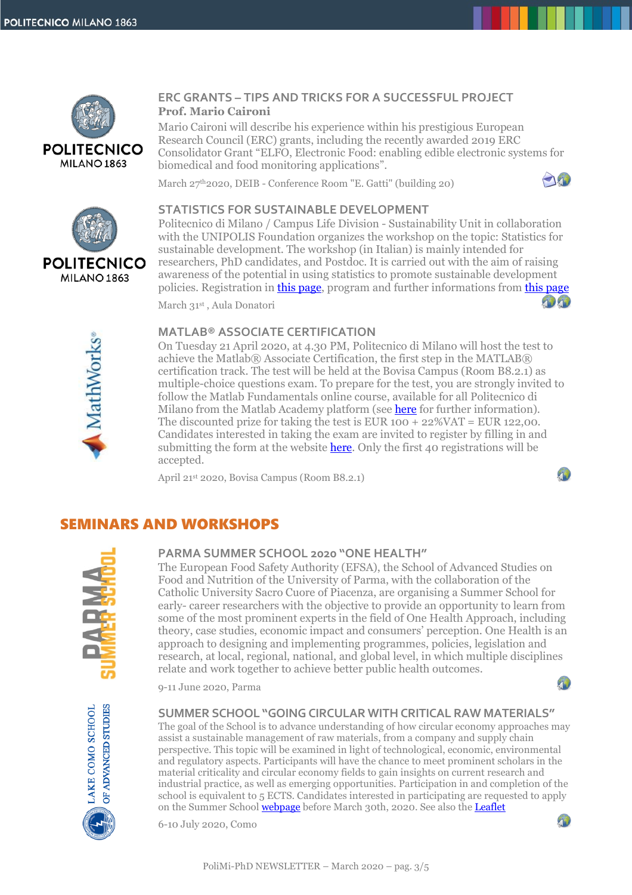### ERC GRANTS – TIPS AND TRICKS FOR A SUCCESSFUL PROJECT

**Prof. Mario Caironi**

Mario Caironi will describe his experience within his prestigious European Research Council (ERC) grants, including the recently awarded 2019 ERC Consolidator Grant "ELFO, Electronic Food: enabling edible electronic systems for biomedical and food monitoring applications".

March 27th 2020, DEIB - Conference Room "E. Gatti" (building 20)

### STATISTICS FOR SUSTAINABLE DEVELOPMENT

Politecnico di Milano / Campus Life Division - Sustainability Unit in collaboration with the UNIPOLIS Foundation organizes the workshop on the topic: Statistics for sustainable development. The workshop (in Italian) is mainly intended for researchers, PhD candidates, and Postdoc. It is carried out with the aim of raising awareness of the potential in using statistics to promote sustainable development policies. Registration in this page, program and further informations from this page

March 31st , Aula Donatori

### MATLAB® ASSOCIATE CERTIFICATION

On Tuesday 21 April 2020, at 4.30 PM, Politecnico di Milano will host the test to achieve the Matlab® Associate Certification, the first step in the MATLAB® certification track. The test will be held at the Bovisa Campus (Room B8.2.1) as multiple-choice questions exam. To prepare for the test, you are strongly invited to follow the Matlab Fundamentals online course, available for all Politecnico di Milano from the Matlab Academy platform (see here for further information). The discounted prize for taking the test is EUR 100 + 22%VAT = EUR 122,00. Candidates interested in taking the exam are invited to register by filling in and submitting the form at the website here. Only the first 40 registrations will be accepted.

April 21st 2020, Bovisa Campus (Room B8.2.1)

## SEMINARS AND WORKSHOPS

### PARMA SUMMER SCHOOL 2020 "ONE HEALTH"

The European Food Safety Authority (EFSA), the School of Advanced Studies on Food and Nutrition of the University of Parma, with the collaboration of the Catholic University Sacro Cuore of Piacenza, are organising a Summer School for early- career researchers with the objective to provide an opportunity to learn from some of the most prominent experts in the field of One Health Approach, including theory, case studies, economic impact and consumers' perception. One Health is an approach to designing and implementing programmes, policies, legislation and research, at local, regional, national, and global level, in which multiple disciplines relate and work together to achieve better public health outcomes.

9-11 June 2020, Parma

### SUMMER SCHOOL "GOING CIRCULAR WITH CRITICAL RAW MATERIALS"

The goal of the School is to advance understanding of how circular economy approaches may assist a sustainable management of raw materials, from a company and supply chain perspective. This topic will be examined in light of technological, economic, environmental and regulatory aspects. Participants will have the chance to meet prominent scholars in the material criticality and circular economy fields to gain insights on current research and industrial practice, as well as emerging opportunities. Participation in and completion of the school is equivalent to 5 ECTS. Candidates interested in participating are requested to apply on the Summer School webpage before March 30th, 2020. See also the Leaflet

6-10 July 2020, Como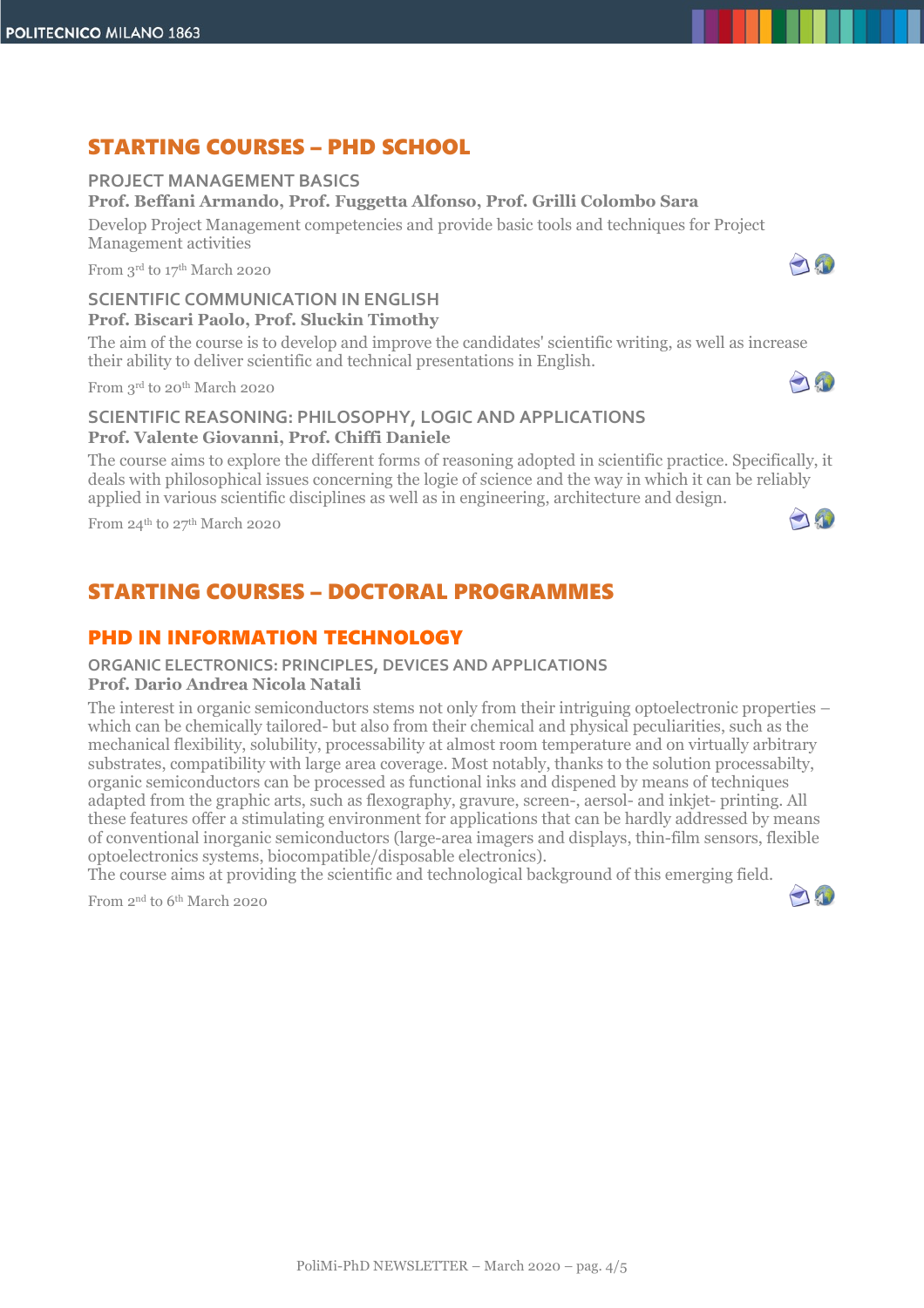## STARTING COURSES – PHD SCHOOL

### PROJECT MANAGEMENT BASICS

**Prof. Beffani Armando, Prof. Fuggetta Alfonso, Prof. Grilli Colombo Sara**

Develop Project Management competencies and provide basic tools and techniques for Project Management activities

From 3rd to 17th March 2020

### SCIENTIFIC COMMUNICATION IN ENGLISH

**Prof. Biscari Paolo, Prof. Sluckin Timothy**

The aim of the course is to develop and improve the candidates' scientific writing, as well as increase their ability to deliver scientific and technical presentations in English.

From 3rd to 20th March 2020

### SCIENTIFIC REASONING: PHILOSOPHY, LOGIC AND APPLICATIONS

**Prof. Valente Giovanni, Prof. Chiffi Daniele**

The course aims to explore the different forms of reasoning adopted in scientific practice. Specifically, it deals with philosophical issues concerning the logie of science and the way in which it can be reliably applied in various scientific disciplines as well as in engineering, architecture and design.

From 24th to 27th March 2020

## STARTING COURSES – DOCTORAL PROGRAMMES

### PHD IN INFORMATION TECHNOLOGY

#### ORGANIC ELECTRONICS: PRINCIPLES, DEVICES AND APPLICATIONS

**Prof. Dario Andrea Nicola Natali**

The interest in organic semiconductors stems not only from their intriguing optoelectronic properties – which can be chemically tailored- but also from their chemical and physical peculiarities, such as the mechanical flexibility, solubility, processability at almost room temperature and on virtually arbitrary substrates, compatibility with large area coverage. Most notably, thanks to the solution processabilty, organic semiconductors can be processed as functional inks and dispened by means of techniques adapted from the graphic arts, such as flexography, gravure, screen-, aersol- and inkjet- printing. All these features offer a stimulating environment for applications that can be hardly addressed by means of conventional inorganic semiconductors (large-area imagers and displays, thin-film sensors, flexible optoelectronics systems, biocompatible/disposable electronics).
The course aims at providing the scientific and technological background of this emerging field.

From 2nd to 6th March 2020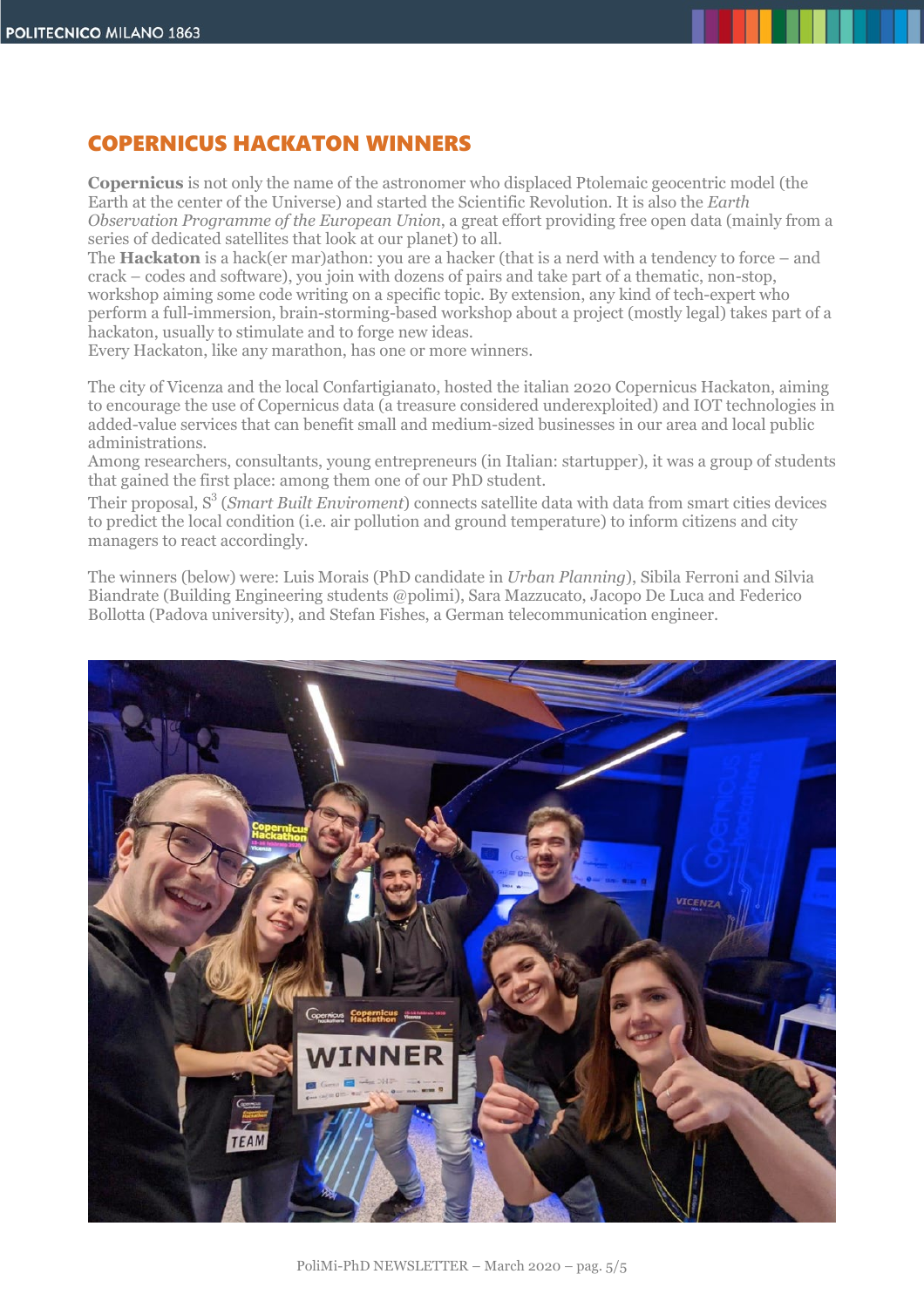## COPERNICUS HACKATON WINNERS

**Copernicus** is not only the name of the astronomer who displaced Ptolemaic geocentric model (the Earth at the center of the Universe) and started the Scientific Revolution. It is also the *Earth Observation Programme of the European Union*, a great effort providing free open data (mainly from a series of dedicated satellites that look at our planet) to all.
The **Hackaton** is a hack(er mar)athon: you are a hacker (that is a nerd with a tendency to force – and crack – codes and software), you join with dozens of pairs and take part of a thematic, non-stop, workshop aiming some code writing on a specific topic. By extension, any kind of tech-expert who perform a full-immersion, brain-storming-based workshop about a project (mostly legal) takes part of a hackaton, usually to stimulate and to forge new ideas.
Every Hackaton, like any marathon, has one or more winners.

The city of Vicenza and the local Confartigianato, hosted the italian 2020 Copernicus Hackaton, aiming to encourage the use of Copernicus data (a treasure considered underexploited) and IOT technologies in added-value services that can benefit small and medium-sized businesses in our area and local public administrations.
Among researchers, consultants, young entrepreneurs (in Italian: startupper), it was a group of students that gained the first place: among them one of our PhD student.
Their proposal, $S^3$ (*Smart Built Enviroment*) connects satellite data with data from smart cities devices to predict the local condition (i.e. air pollution and ground temperature) to inform citizens and city managers to react accordingly.

The winners (below) were: Luis Morais (PhD candidate in *Urban Planning*), Sibila Ferroni and Silvia Biandrate (Building Engineering students @polimi), Sara Mazzucato, Jacopo De Luca and Federico Bollotta (Padova university), and Stefan Fishes, a German telecommunication engineer.